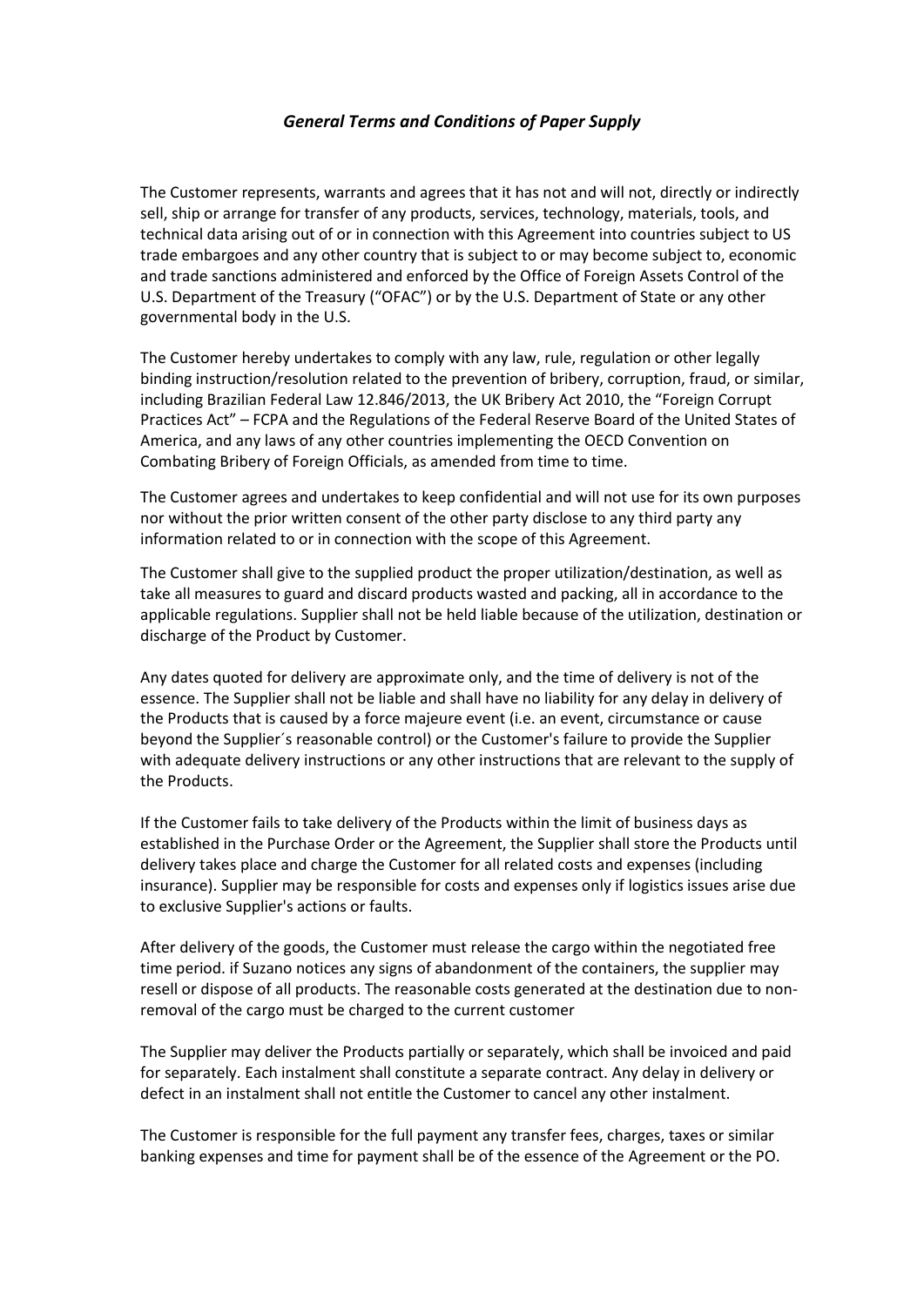# *General Terms and Conditions of Paper Supply*

The Customer represents, warrants and agrees that it has not and will not, directly or indirectly sell, ship or arrange for transfer of any products, services, technology, materials, tools, and technical data arising out of or in connection with this Agreement into countries subject to US trade embargoes and any other country that is subject to or may become subject to, economic and trade sanctions administered and enforced by the Office of Foreign Assets Control of the U.S. Department of the Treasury ("OFAC") or by the U.S. Department of State or any other governmental body in the U.S.

The Customer hereby undertakes to comply with any law, rule, regulation or other legally binding instruction/resolution related to the prevention of bribery, corruption, fraud, or similar, including Brazilian Federal Law 12.846/2013, the UK Bribery Act 2010, the "Foreign Corrupt Practices Act" – FCPA and the Regulations of the Federal Reserve Board of the United States of America, and any laws of any other countries implementing the OECD Convention on Combating Bribery of Foreign Officials, as amended from time to time.

The Customer agrees and undertakes to keep confidential and will not use for its own purposes nor without the prior written consent of the other party disclose to any third party any information related to or in connection with the scope of this Agreement.

The Customer shall give to the supplied product the proper utilization/destination, as well as take all measures to guard and discard products wasted and packing, all in accordance to the applicable regulations. Supplier shall not be held liable because of the utilization, destination or discharge of the Product by Customer.

Any dates quoted for delivery are approximate only, and the time of delivery is not of the essence. The Supplier shall not be liable and shall have no liability for any delay in delivery of the Products that is caused by a force majeure event (i.e. an event, circumstance or cause beyond the Supplier´s reasonable control) or the Customer's failure to provide the Supplier with adequate delivery instructions or any other instructions that are relevant to the supply of the Products.

If the Customer fails to take delivery of the Products within the limit of business days as established in the Purchase Order or the Agreement, the Supplier shall store the Products until delivery takes place and charge the Customer for all related costs and expenses (including insurance). Supplier may be responsible for costs and expenses only if logistics issues arise due to exclusive Supplier's actions or faults.

After delivery of the goods, the Customer must release the cargo within the negotiated free time period. if Suzano notices any signs of abandonment of the containers, the supplier may resell or dispose of all products. The reasonable costs generated at the destination due to non-removal of the cargo must be charged to the current customer

The Supplier may deliver the Products partially or separately, which shall be invoiced and paid for separately. Each instalment shall constitute a separate contract. Any delay in delivery or defect in an instalment shall not entitle the Customer to cancel any other instalment.

The Customer is responsible for the full payment any transfer fees, charges, taxes or similar banking expenses and time for payment shall be of the essence of the Agreement or the PO.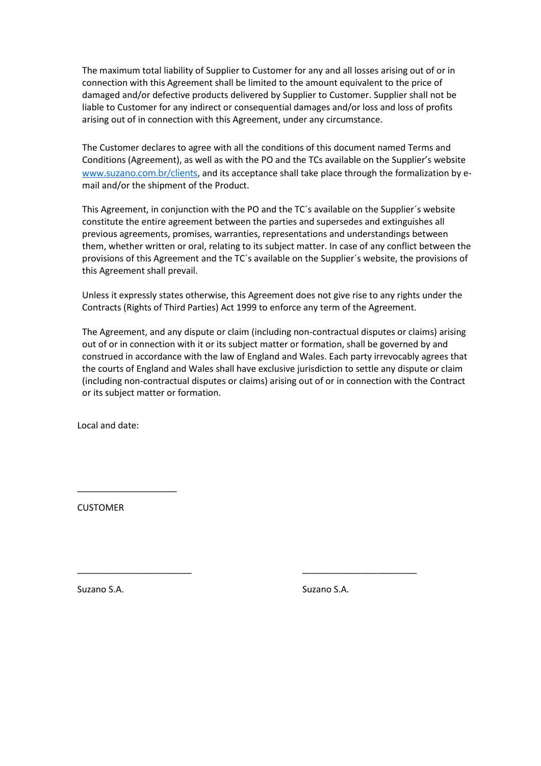The maximum total liability of Supplier to Customer for any and all losses arising out of or in connection with this Agreement shall be limited to the amount equivalent to the price of damaged and/or defective products delivered by Supplier to Customer. Supplier shall not be liable to Customer for any indirect or consequential damages and/or loss and loss of profits arising out of in connection with this Agreement, under any circumstance.

The Customer declares to agree with all the conditions of this document named Terms and Conditions (Agreement), as well as with the PO and the TCs available on the Supplier's website www.suzano.com.br/clients, and its acceptance shall take place through the formalization by e-mail and/or the shipment of the Product.

This Agreement, in conjunction with the PO and the TC´s available on the Supplier´s website constitute the entire agreement between the parties and supersedes and extinguishes all previous agreements, promises, warranties, representations and understandings between them, whether written or oral, relating to its subject matter. In case of any conflict between the provisions of this Agreement and the TC´s available on the Supplier´s website, the provisions of this Agreement shall prevail.

Unless it expressly states otherwise, this Agreement does not give rise to any rights under the Contracts (Rights of Third Parties) Act 1999 to enforce any term of the Agreement.

The Agreement, and any dispute or claim (including non-contractual disputes or claims) arising out of or in connection with it or its subject matter or formation, shall be governed by and construed in accordance with the law of England and Wales. Each party irrevocably agrees that the courts of England and Wales shall have exclusive jurisdiction to settle any dispute or claim (including non-contractual disputes or claims) arising out of or in connection with the Contract or its subject matter or formation.

Local and date:

____________________

CUSTOMER

_______________________ _______________________

Suzano S.A. Suzano S.A.